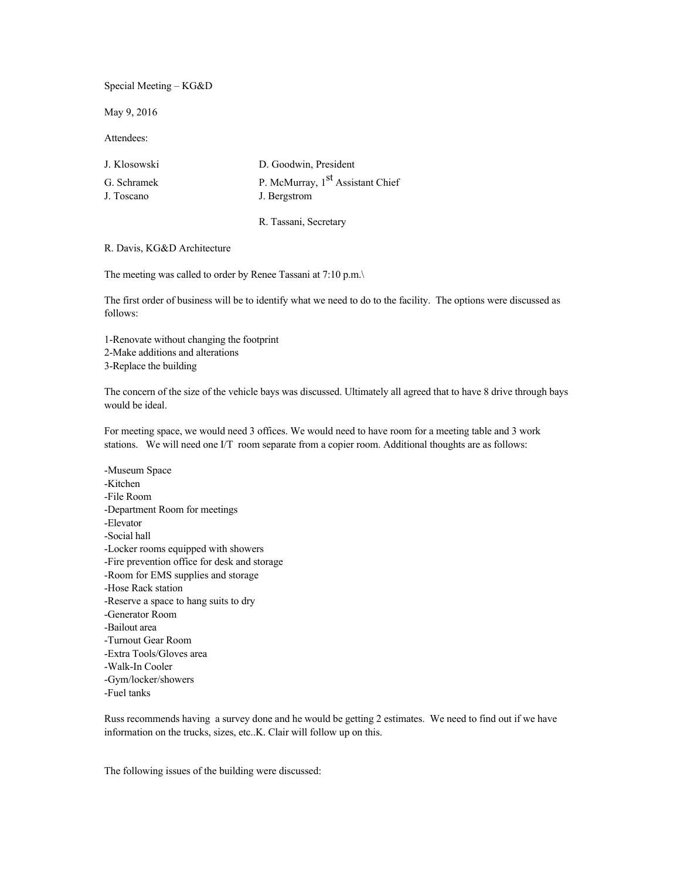Special Meeting – KG&D

May 9, 2016

Attendees:

| | |
|---|---|
| J. Klosowski | D. Goodwin, President |
| G. Schramek | P. McMurray, 1st Assistant Chief |
| J. Toscano | J. Bergstrom |
| | R. Tassani, Secretary |

R. Davis, KG&D Architecture

The meeting was called to order by Renee Tassani at 7:10 p.m.\

The first order of business will be to identify what we need to do to the facility. The options were discussed as follows:

1-Renovate without changing the footprint
2-Make additions and alterations
3-Replace the building

The concern of the size of the vehicle bays was discussed. Ultimately all agreed that to have 8 drive through bays would be ideal.

For meeting space, we would need 3 offices. We would need to have room for a meeting table and 3 work stations. We will need one I/T room separate from a copier room. Additional thoughts are as follows:

-Museum Space
-Kitchen
-File Room
-Department Room for meetings
-Elevator
-Social hall
-Locker rooms equipped with showers
-Fire prevention office for desk and storage
-Room for EMS supplies and storage
-Hose Rack station
-Reserve a space to hang suits to dry
-Generator Room
-Bailout area
-Turnout Gear Room
-Extra Tools/Gloves area
-Walk-In Cooler
-Gym/locker/showers
-Fuel tanks

Russ recommends having a survey done and he would be getting 2 estimates. We need to find out if we have information on the trucks, sizes, etc..K. Clair will follow up on this.

The following issues of the building were discussed: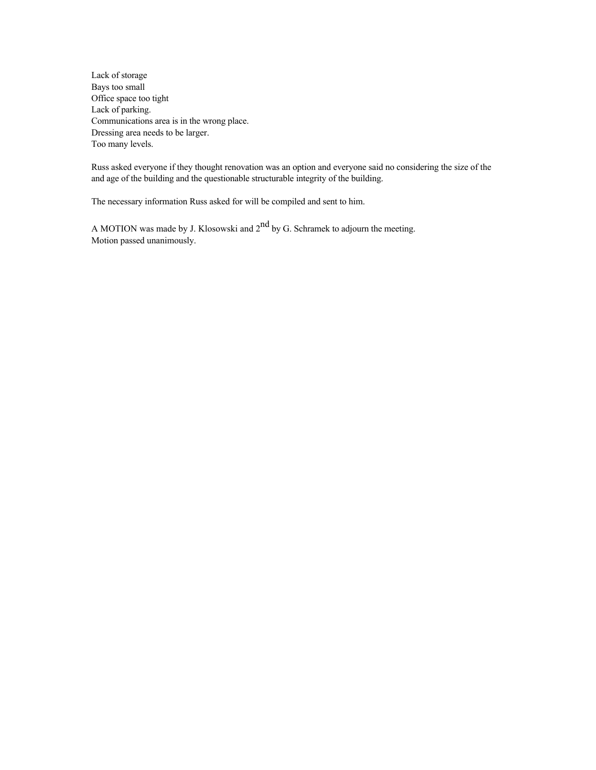Lack of storage
Bays too small
Office space too tight
Lack of parking.
Communications area is in the wrong place.
Dressing area needs to be larger.
Too many levels.

Russ asked everyone if they thought renovation was an option and everyone said no considering the size of the and age of the building and the questionable structurable integrity of the building.

The necessary information Russ asked for will be compiled and sent to him.

A MOTION was made by J. Klosowski and 2nd by G. Schramek to adjourn the meeting.
Motion passed unanimously.